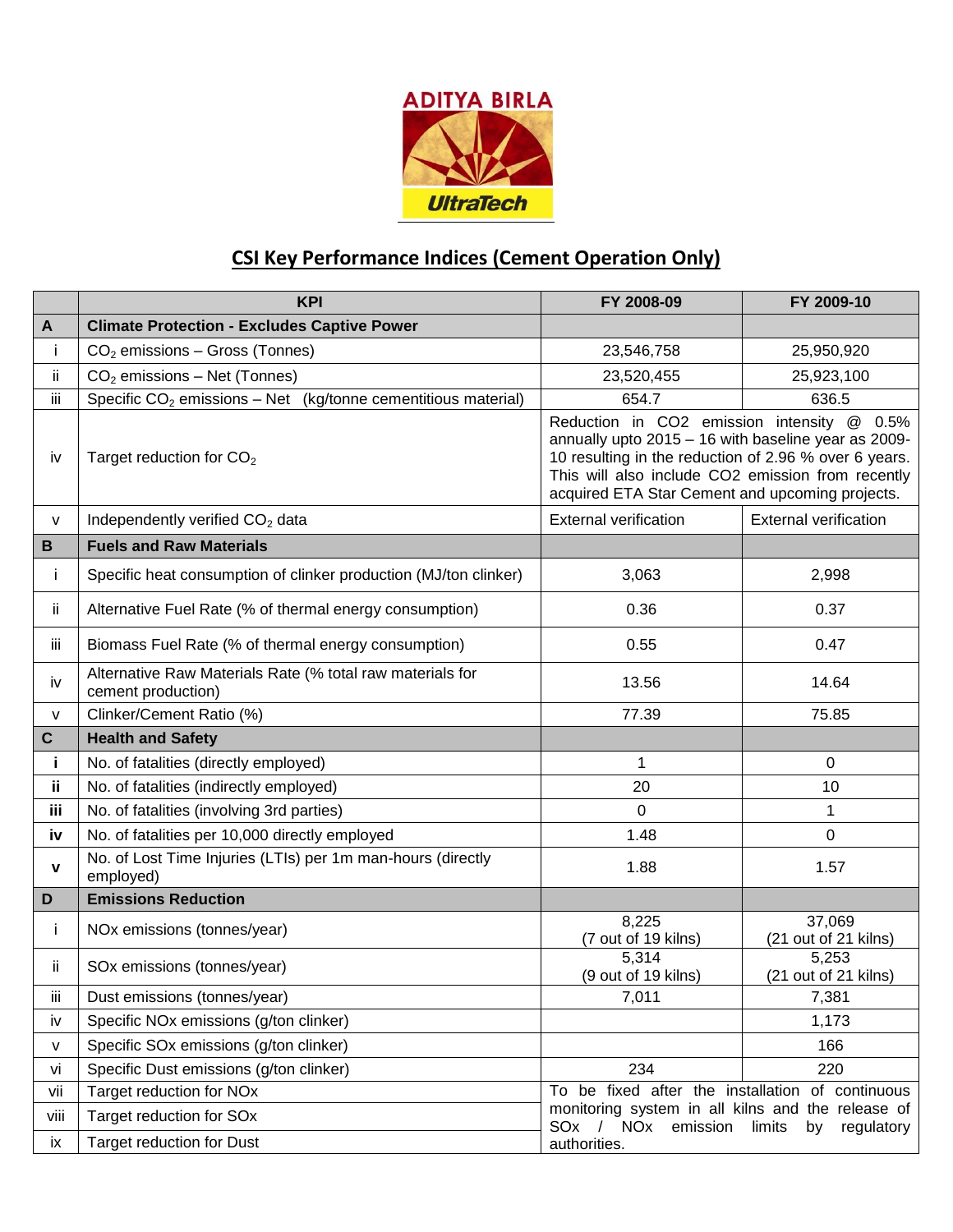ADITYA BIRLA

UltraTech

# CSI Key Performance Indices (Cement Operation Only)

| | KPI | FY 2008-09 | FY 2009-10 |
|---|---|---|---|
| **A** | **Climate Protection - Excludes Captive Power** | | |
| i | $CO_2$ emissions – Gross (Tonnes) | 23,546,758 | 25,950,920 |
| ii | $CO_2$ emissions – Net (Tonnes) | 23,520,455 | 25,923,100 |
| iii | Specific $CO_2$ emissions – Net (kg/tonne cementitious material) | 654.7 | 636.5 |
| iv | Target reduction for $CO_2$ | Reduction in CO2 emission intensity @ 0.5% annually upto 2015 – 16 with baseline year as 2009-10 resulting in the reduction of 2.96 % over 6 years. This will also include CO2 emission from recently acquired ETA Star Cement and upcoming projects. | |
| v | Independently verified $CO_2$ data | External verification | External verification |
| **B** | **Fuels and Raw Materials** | | |
| i | Specific heat consumption of clinker production (MJ/ton clinker) | 3,063 | 2,998 |
| ii | Alternative Fuel Rate (% of thermal energy consumption) | 0.36 | 0.37 |
| iii | Biomass Fuel Rate (% of thermal energy consumption) | 0.55 | 0.47 |
| iv | Alternative Raw Materials Rate (% total raw materials for cement production) | 13.56 | 14.64 |
| v | Clinker/Cement Ratio (%) | 77.39 | 75.85 |
| **C** | **Health and Safety** | | |
| **i** | No. of fatalities (directly employed) | 1 | 0 |
| **ii** | No. of fatalities (indirectly employed) | 20 | 10 |
| **iii** | No. of fatalities (involving 3rd parties) | 0 | 1 |
| **iv** | No. of fatalities per 10,000 directly employed | 1.48 | 0 |
| **v** | No. of Lost Time Injuries (LTIs) per 1m man-hours (directly employed) | 1.88 | 1.57 |
| **D** | **Emissions Reduction** | | |
| i | NOx emissions (tonnes/year) | 8,225 (7 out of 19 kilns) | 37,069 (21 out of 21 kilns) |
| ii | SOx emissions (tonnes/year) | 5,314 (9 out of 19 kilns) | 5,253 (21 out of 21 kilns) |
| iii | Dust emissions (tonnes/year) | 7,011 | 7,381 |
| iv | Specific NOx emissions (g/ton clinker) | | 1,173 |
| v | Specific SOx emissions (g/ton clinker) | | 166 |
| vi | Specific Dust emissions (g/ton clinker) | 234 | 220 |
| vii | Target reduction for NOx | To be fixed after the installation of continuous monitoring system in all kilns and the release of SOx / NOx emission limits by regulatory authorities. | |
| viii | Target reduction for SOx | | |
| ix | Target reduction for Dust | | |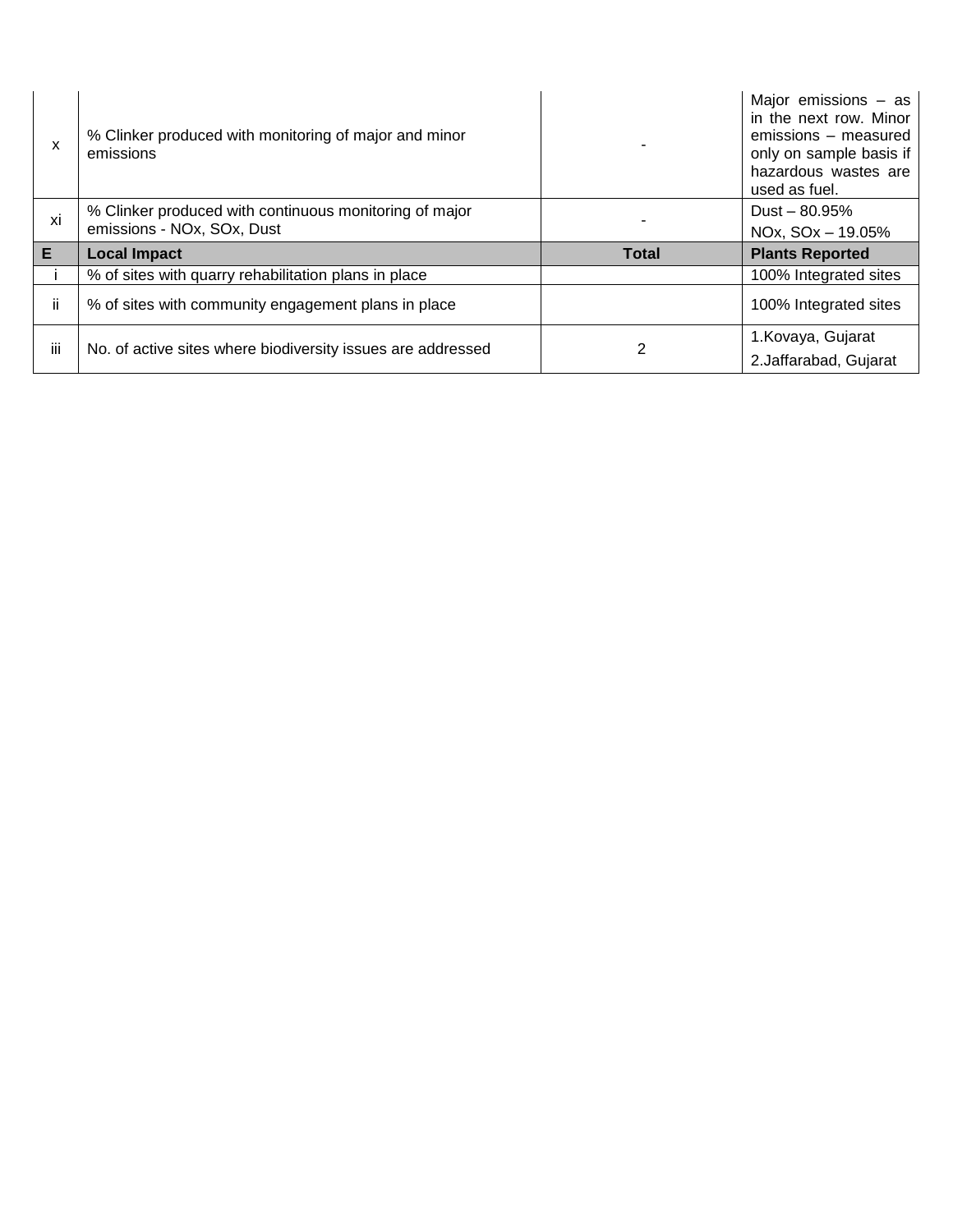| | | | |
|---|---|---|---|
| x | % Clinker produced with monitoring of major and minor emissions | - | Major emissions – as in the next row. Minor emissions – measured only on sample basis if hazardous wastes are used as fuel. |
| xi | % Clinker produced with continuous monitoring of major emissions - NOx, SOx, Dust | - | Dust – 80.95%<br>NOx, SOx – 19.05% |
| **E** | **Local Impact** | **Total** | **Plants Reported** |
| i | % of sites with quarry rehabilitation plans in place | | 100% Integrated sites |
| ii | % of sites with community engagement plans in place | | 100% Integrated sites |
| iii | No. of active sites where biodiversity issues are addressed | 2 | 1.Kovaya, Gujarat<br>2.Jaffarabad, Gujarat |